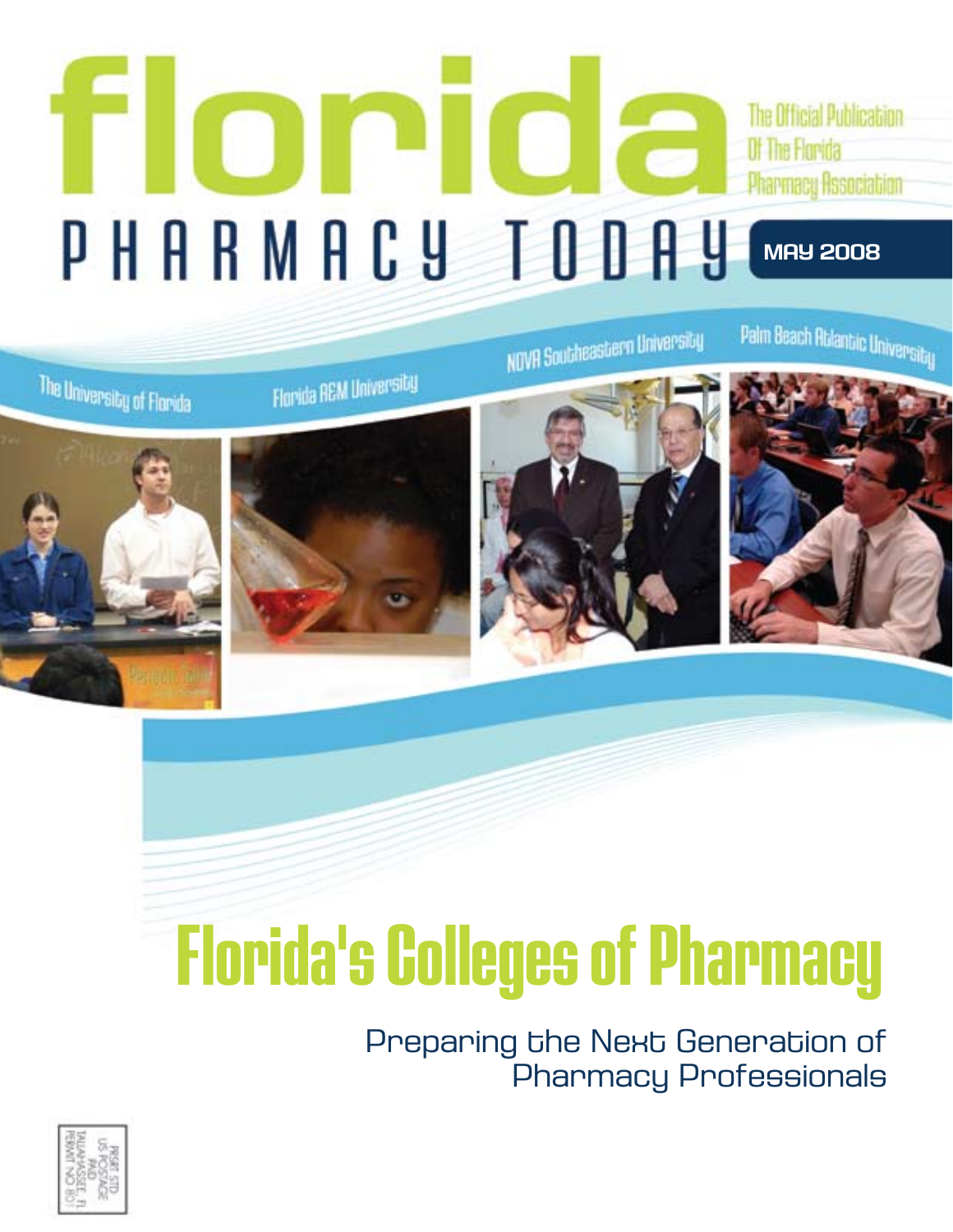# florida PHARMACY TODAY

The Official Publication Of The Florida Pharmacy Association

MAY 2008

The University of Florida

Florida A&M University

NOVA Southeastern University

Palm Beach Atlantic University

# Florida's Colleges of Pharmacy

## Preparing the Next Generation of Pharmacy Professionals

PRSRT STD
US POSTAGE
PAID
TALLAHASSEE, FL
PERMIT NO 801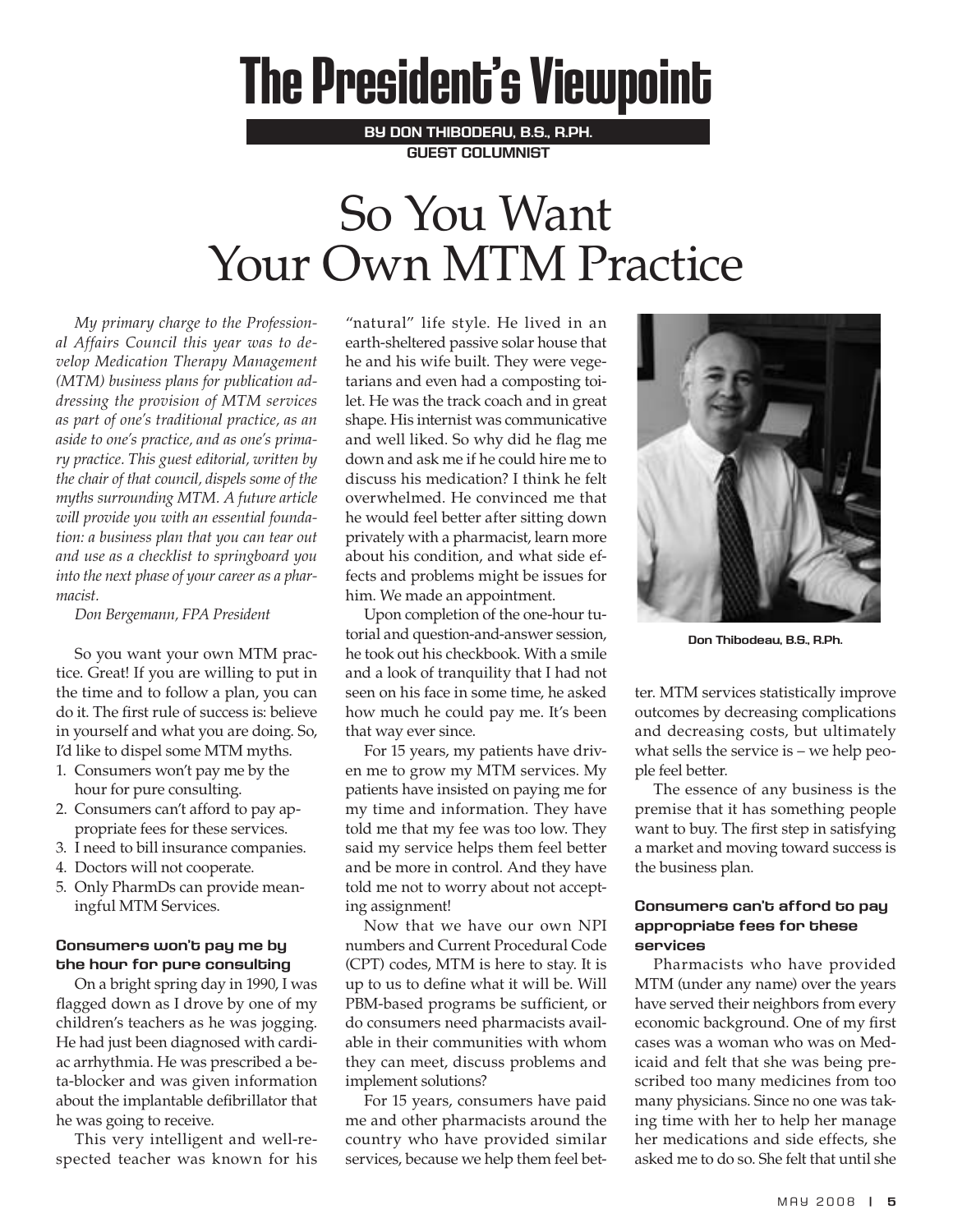# The President's Viewpoint

**BY DON THIBODEAU, B.S., R.PH.**
**GUEST COLUMNIST**

# So You Want Your Own MTM Practice

*My primary charge to the Professional Affairs Council this year was to develop Medication Therapy Management (MTM) business plans for publication addressing the provision of MTM services as part of one's traditional practice, as an aside to one's practice, and as one's primary practice. This guest editorial, written by the chair of that council, dispels some of the myths surrounding MTM. A future article will provide you with an essential foundation: a business plan that you can tear out and use as a checklist to springboard you into the next phase of your career as a pharmacist.*

*Don Bergemann, FPA President*

So you want your own MTM practice. Great! If you are willing to put in the time and to follow a plan, you can do it. The first rule of success is: believe in yourself and what you are doing. So, I'd like to dispel some MTM myths.

1. Consumers won't pay me by the hour for pure consulting.
2. Consumers can't afford to pay appropriate fees for these services.
3. I need to bill insurance companies.
4. Doctors will not cooperate.
5. Only PharmDs can provide meaningful MTM Services.

### Consumers won't pay me by the hour for pure consulting

On a bright spring day in 1990, I was flagged down as I drove by one of my children's teachers as he was jogging. He had just been diagnosed with cardiac arrhythmia. He was prescribed a beta-blocker and was given information about the implantable defibrillator that he was going to receive.

This very intelligent and well-respected teacher was known for his "natural" life style. He lived in an earth-sheltered passive solar house that he and his wife built. They were vegetarians and even had a composting toilet. He was the track coach and in great shape. His internist was communicative and well liked. So why did he flag me down and ask me if he could hire me to discuss his medication? I think he felt overwhelmed. He convinced me that he would feel better after sitting down privately with a pharmacist, learn more about his condition, and what side effects and problems might be issues for him. We made an appointment.

Upon completion of the one-hour tutorial and question-and-answer session, he took out his checkbook. With a smile and a look of tranquility that I had not seen on his face in some time, he asked how much he could pay me. It's been that way ever since.

For 15 years, my patients have driven me to grow my MTM services. My patients have insisted on paying me for my time and information. They have told me that my fee was too low. They said my service helps them feel better and be more in control. And they have told me not to worry about not accepting assignment!

Now that we have our own NPI numbers and Current Procedural Code (CPT) codes, MTM is here to stay. It is up to us to define what it will be. Will PBM-based programs be sufficient, or do consumers need pharmacists available in their communities with whom they can meet, discuss problems and implement solutions?

For 15 years, consumers have paid me and other pharmacists around the country who have provided similar services, because we help them feel better. MTM services statistically improve outcomes by decreasing complications and decreasing costs, but ultimately what sells the service is – we help people feel better.

Don Thibodeau, B.S., R.Ph.

The essence of any business is the premise that it has something people want to buy. The first step in satisfying a market and moving toward success is the business plan.

### Consumers can't afford to pay appropriate fees for these services

Pharmacists who have provided MTM (under any name) over the years have served their neighbors from every economic background. One of my first cases was a woman who was on Medicaid and felt that she was being prescribed too many medicines from too many physicians. Since no one was taking time with her to help her manage her medications and side effects, she asked me to do so. She felt that until she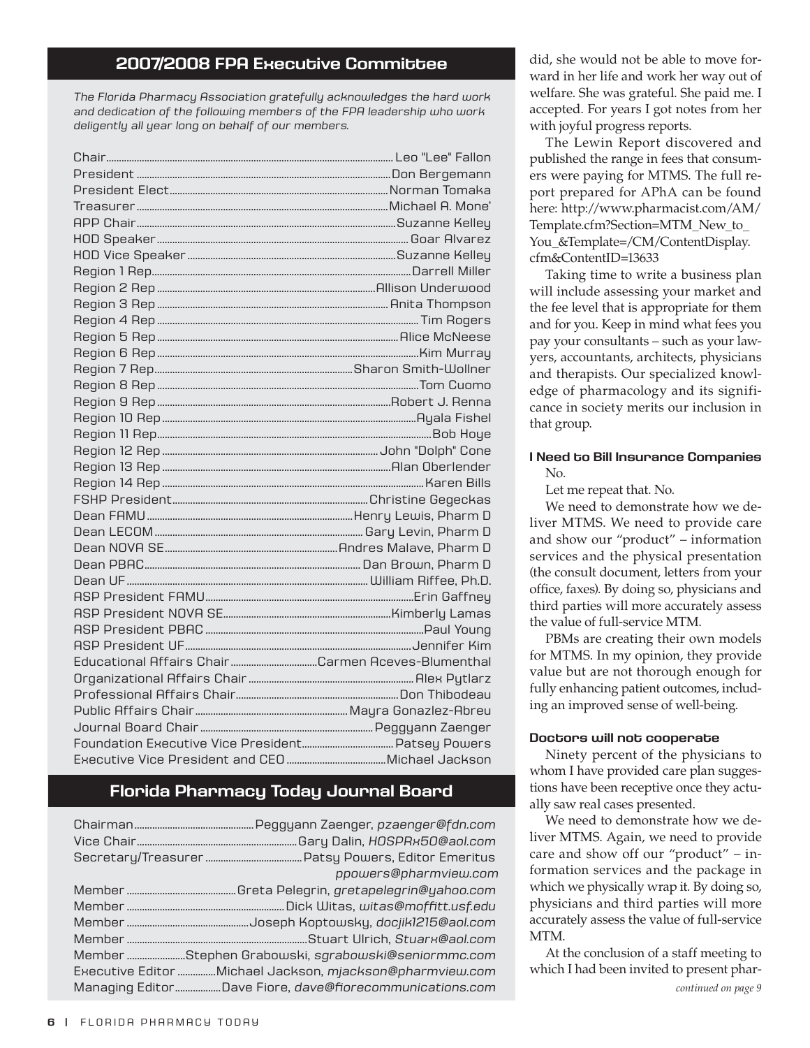## 2007/2008 FPA Executive Committee

*The Florida Pharmacy Association gratefully acknowledges the hard work and dedication of the following members of the FPA leadership who work deligently all year long on behalf of our members.*

| | |
|---|---|
| Chair | Leo "Lee" Fallon |
| President | Don Bergemann |
| President Elect | Norman Tomaka |
| Treasurer | Michael A. Mone' |
| APP Chair | Suzanne Kelley |
| HOD Speaker | Goar Alvarez |
| HOD Vice Speaker | Suzanne Kelley |
| Region 1 Rep | Darrell Miller |
| Region 2 Rep | Allison Underwood |
| Region 3 Rep | Anita Thompson |
| Region 4 Rep | Tim Rogers |
| Region 5 Rep | Alice McNeese |
| Region 6 Rep | Kim Murray |
| Region 7 Rep | Sharon Smith-Wollner |
| Region 8 Rep | Tom Cuomo |
| Region 9 Rep | Robert J. Renna |
| Region 10 Rep | Ayala Fishel |
| Region 11 Rep | Bob Hoye |
| Region 12 Rep | John "Dolph" Cone |
| Region 13 Rep | Alan Oberlender |
| Region 14 Rep | Karen Bills |
| FSHP President | Christine Gegeckas |
| Dean FAMU | Henry Lewis, Pharm D |
| Dean LECOM | Gary Levin, Pharm D |
| Dean NOVA SE | Andres Malave, Pharm D |
| Dean PBAC | Dan Brown, Pharm D |
| Dean UF | William Riffee, Ph.D. |
| ASP President FAMU | Erin Gaffney |
| ASP President NOVA SE | Kimberly Lamas |
| ASP President PBAC | Paul Young |
| ASP President UF | Jennifer Kim |
| Educational Affairs Chair | Carmen Aceves-Blumenthal |
| Organizational Affairs Chair | Alex Pytlarz |
| Professional Affairs Chair | Don Thibodeau |
| Public Affairs Chair | Mayra Gonazlez-Abreu |
| Journal Board Chair | Peggyann Zaenger |
| Foundation Executive Vice President | Patsey Powers |
| Executive Vice President and CEO | Michael Jackson |

## Florida Pharmacy Today Journal Board

| | |
|---|---|
| Chairman | Peggyann Zaenger, *pzaenger@fdn.com* |
| Vice Chair | Gary Dalin, *HOSPRx50@aol.com* |
| Secretary/Treasurer | Patsy Powers, Editor Emeritus *ppowers@pharmview.com* |
| Member | Greta Pelegrin, *gretapelegrin@yahoo.com* |
| Member | Dick Witas, *witas@moffitt.usf.edu* |
| Member | Joseph Koptowsky, *docjik1215@aol.com* |
| Member | Stuart Ulrich, *Stuarx@aol.com* |
| Member | Stephen Grabowski, *sgrabowski@seniormmc.com* |
| Executive Editor | Michael Jackson, *mjackson@pharmview.com* |
| Managing Editor | Dave Fiore, *dave@fiorecommunications.com* |

did, she would not be able to move forward in her life and work her way out of welfare. She was grateful. She paid me. I accepted. For years I got notes from her with joyful progress reports.

The Lewin Report discovered and published the range in fees that consumers were paying for MTMS. The full report prepared for APhA can be found here: http://www.pharmacist.com/AM/Template.cfm?Section=MTM_New_to_You_&Template=/CM/ContentDisplay.cfm&ContentID=13633

Taking time to write a business plan will include assessing your market and the fee level that is appropriate for them and for you. Keep in mind what fees you pay your consultants – such as your lawyers, accountants, architects, physicians and therapists. Our specialized knowledge of pharmacology and its significance in society merits our inclusion in that group.

#### I Need to Bill Insurance Companies

No.

Let me repeat that. No.

We need to demonstrate how we deliver MTMS. We need to provide care and show our "product" – information services and the physical presentation (the consult document, letters from your office, faxes). By doing so, physicians and third parties will more accurately assess the value of full-service MTM.

PBMs are creating their own models for MTMS. In my opinion, they provide value but are not thorough enough for fully enhancing patient outcomes, including an improved sense of well-being.

#### Doctors will not cooperate

Ninety percent of the physicians to whom I have provided care plan suggestions have been receptive once they actually saw real cases presented.

We need to demonstrate how we deliver MTMS. Again, we need to provide care and show off our "product" – information services and the package in which we physically wrap it. By doing so, physicians and third parties will more accurately assess the value of full-service MTM.

At the conclusion of a staff meeting to which I had been invited to present phar-

*continued on page 9*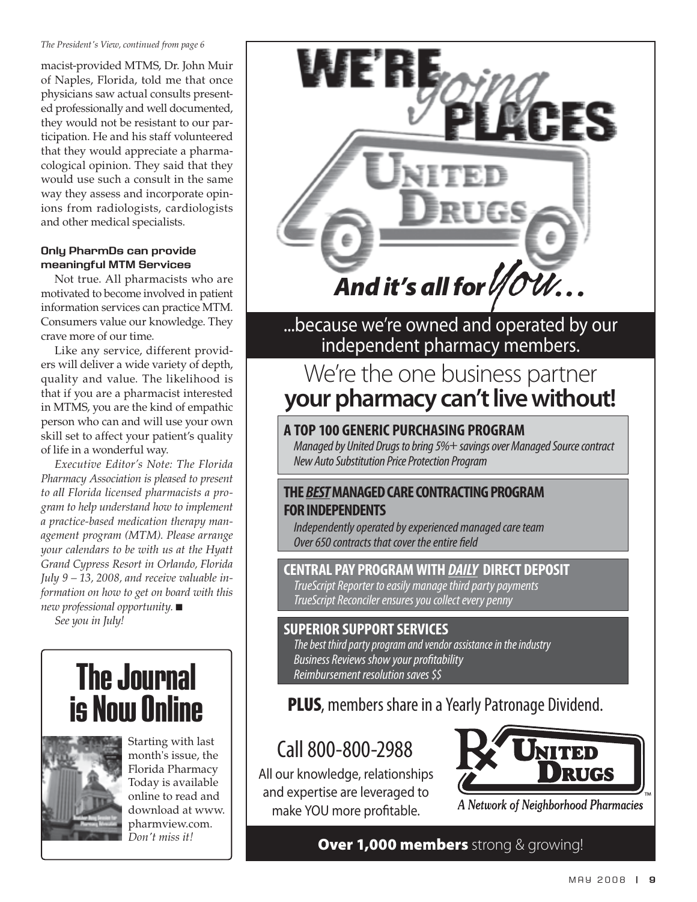*The President's View, continued from page 6*

macist-provided MTMS, Dr. John Muir of Naples, Florida, told me that once physicians saw actual consults presented professionally and well documented, they would not be resistant to our participation. He and his staff volunteered that they would appreciate a pharmacological opinion. They said that they would use such a consult in the same way they assess and incorporate opinions from radiologists, cardiologists and other medical specialists.

**Only PharmDs can provide meaningful MTM Services**

Not true. All pharmacists who are motivated to become involved in patient information services can practice MTM. Consumers value our knowledge. They crave more of our time.

Like any service, different providers will deliver a wide variety of depth, quality and value. The likelihood is that if you are a pharmacist interested in MTMS, you are the kind of empathic person who can and will use your own skill set to affect your patient's quality of life in a wonderful way.

*Executive Editor's Note: The Florida Pharmacy Association is pleased to present to all Florida licensed pharmacists a program to help understand how to implement a practice-based medication therapy management program (MTM). Please arrange your calendars to be with us at the Hyatt Grand Cypress Resort in Orlando, Florida July 9 – 13, 2008, and receive valuable information on how to get on board with this new professional opportunity.* ■

*See you in July!*

## The Journal is Now Online

Starting with last month's issue, the Florida Pharmacy Today is available online to read and download at www.pharmview.com. *Don't miss it!*

# WE'RE *going* PLACES

UNITED DRUGS

***And it's all for you...***

...because we're owned and operated by our independent pharmacy members.

We're the one business partner **your pharmacy can't live without!**

**A TOP 100 GENERIC PURCHASING PROGRAM**
*Managed by United Drugs to bring 5%+ savings over Managed Source contract*
*New Auto Substitution Price Protection Program*

**THE *BEST* MANAGED CARE CONTRACTING PROGRAM FOR INDEPENDENTS**
*Independently operated by experienced managed care team*
*Over 650 contracts that cover the entire field*

**CENTRAL PAY PROGRAM WITH *DAILY* DIRECT DEPOSIT**
*TrueScript Reporter to easily manage third party payments*
*TrueScript Reconciler ensures you collect every penny*

**SUPERIOR SUPPORT SERVICES**
*The best third party program and vendor assistance in the industry*
*Business Reviews show your profitability*
*Reimbursement resolution saves $$*

**PLUS**, members share in a Yearly Patronage Dividend.

Call 800-800-2988

All our knowledge, relationships and expertise are leveraged to make YOU more profitable.

Rx UNITED DRUGS™
*A Network of Neighborhood Pharmacies*

**Over 1,000 members** strong & growing!